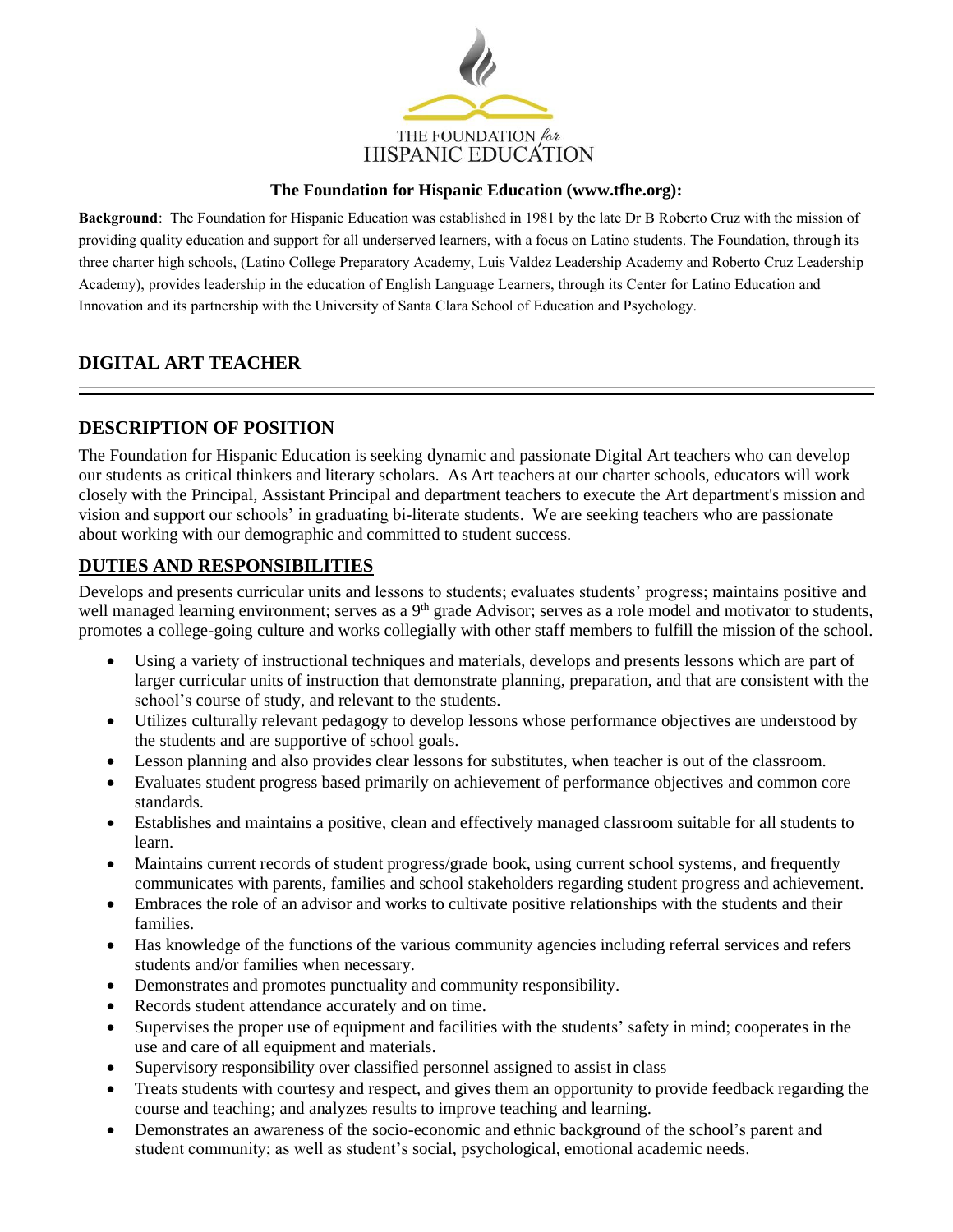THE FOUNDATION *for* HISPANIC EDUCATION

**The Foundation for Hispanic Education (www.tfhe.org):**

**Background**: The Foundation for Hispanic Education was established in 1981 by the late Dr B Roberto Cruz with the mission of providing quality education and support for all underserved learners, with a focus on Latino students. The Foundation, through its three charter high schools, (Latino College Preparatory Academy, Luis Valdez Leadership Academy and Roberto Cruz Leadership Academy), provides leadership in the education of English Language Learners, through its Center for Latino Education and Innovation and its partnership with the University of Santa Clara School of Education and Psychology.

## DIGITAL ART TEACHER

## DESCRIPTION OF POSITION

The Foundation for Hispanic Education is seeking dynamic and passionate Digital Art teachers who can develop our students as critical thinkers and literary scholars. As Art teachers at our charter schools, educators will work closely with the Principal, Assistant Principal and department teachers to execute the Art department's mission and vision and support our schools' in graduating bi-literate students. We are seeking teachers who are passionate about working with our demographic and committed to student success.

## DUTIES AND RESPONSIBILITIES

Develops and presents curricular units and lessons to students; evaluates students' progress; maintains positive and well managed learning environment; serves as a 9th grade Advisor; serves as a role model and motivator to students, promotes a college-going culture and works collegially with other staff members to fulfill the mission of the school.

- Using a variety of instructional techniques and materials, develops and presents lessons which are part of larger curricular units of instruction that demonstrate planning, preparation, and that are consistent with the school's course of study, and relevant to the students.
- Utilizes culturally relevant pedagogy to develop lessons whose performance objectives are understood by the students and are supportive of school goals.
- Lesson planning and also provides clear lessons for substitutes, when teacher is out of the classroom.
- Evaluates student progress based primarily on achievement of performance objectives and common core standards.
- Establishes and maintains a positive, clean and effectively managed classroom suitable for all students to learn.
- Maintains current records of student progress/grade book, using current school systems, and frequently communicates with parents, families and school stakeholders regarding student progress and achievement.
- Embraces the role of an advisor and works to cultivate positive relationships with the students and their families.
- Has knowledge of the functions of the various community agencies including referral services and refers students and/or families when necessary.
- Demonstrates and promotes punctuality and community responsibility.
- Records student attendance accurately and on time.
- Supervises the proper use of equipment and facilities with the students' safety in mind; cooperates in the use and care of all equipment and materials.
- Supervisory responsibility over classified personnel assigned to assist in class
- Treats students with courtesy and respect, and gives them an opportunity to provide feedback regarding the course and teaching; and analyzes results to improve teaching and learning.
- Demonstrates an awareness of the socio-economic and ethnic background of the school's parent and student community; as well as student's social, psychological, emotional academic needs.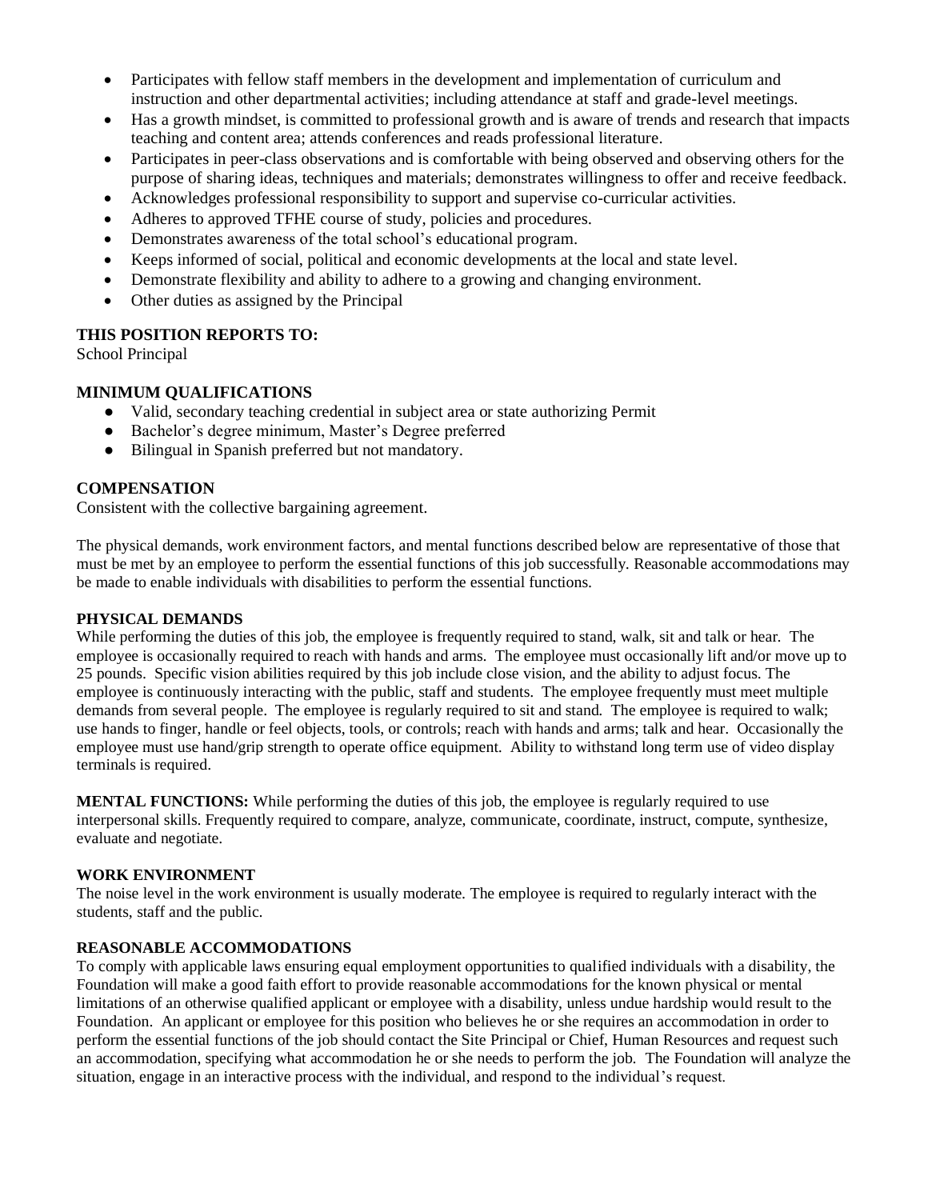- Participates with fellow staff members in the development and implementation of curriculum and instruction and other departmental activities; including attendance at staff and grade-level meetings.
- Has a growth mindset, is committed to professional growth and is aware of trends and research that impacts teaching and content area; attends conferences and reads professional literature.
- Participates in peer-class observations and is comfortable with being observed and observing others for the purpose of sharing ideas, techniques and materials; demonstrates willingness to offer and receive feedback.
- Acknowledges professional responsibility to support and supervise co-curricular activities.
- Adheres to approved TFHE course of study, policies and procedures.
- Demonstrates awareness of the total school's educational program.
- Keeps informed of social, political and economic developments at the local and state level.
- Demonstrate flexibility and ability to adhere to a growing and changing environment.
- Other duties as assigned by the Principal

**THIS POSITION REPORTS TO:**
School Principal

**MINIMUM QUALIFICATIONS**

- Valid, secondary teaching credential in subject area or state authorizing Permit
- Bachelor's degree minimum, Master's Degree preferred
- Bilingual in Spanish preferred but not mandatory.

**COMPENSATION**
Consistent with the collective bargaining agreement.

The physical demands, work environment factors, and mental functions described below are representative of those that must be met by an employee to perform the essential functions of this job successfully. Reasonable accommodations may be made to enable individuals with disabilities to perform the essential functions.

**PHYSICAL DEMANDS**
While performing the duties of this job, the employee is frequently required to stand, walk, sit and talk or hear. The employee is occasionally required to reach with hands and arms. The employee must occasionally lift and/or move up to 25 pounds. Specific vision abilities required by this job include close vision, and the ability to adjust focus. The employee is continuously interacting with the public, staff and students. The employee frequently must meet multiple demands from several people. The employee is regularly required to sit and stand. The employee is required to walk; use hands to finger, handle or feel objects, tools, or controls; reach with hands and arms; talk and hear. Occasionally the employee must use hand/grip strength to operate office equipment. Ability to withstand long term use of video display terminals is required.

**MENTAL FUNCTIONS:** While performing the duties of this job, the employee is regularly required to use interpersonal skills. Frequently required to compare, analyze, communicate, coordinate, instruct, compute, synthesize, evaluate and negotiate.

**WORK ENVIRONMENT**
The noise level in the work environment is usually moderate. The employee is required to regularly interact with the students, staff and the public.

**REASONABLE ACCOMMODATIONS**
To comply with applicable laws ensuring equal employment opportunities to qualified individuals with a disability, the Foundation will make a good faith effort to provide reasonable accommodations for the known physical or mental limitations of an otherwise qualified applicant or employee with a disability, unless undue hardship would result to the Foundation. An applicant or employee for this position who believes he or she requires an accommodation in order to perform the essential functions of the job should contact the Site Principal or Chief, Human Resources and request such an accommodation, specifying what accommodation he or she needs to perform the job. The Foundation will analyze the situation, engage in an interactive process with the individual, and respond to the individual's request.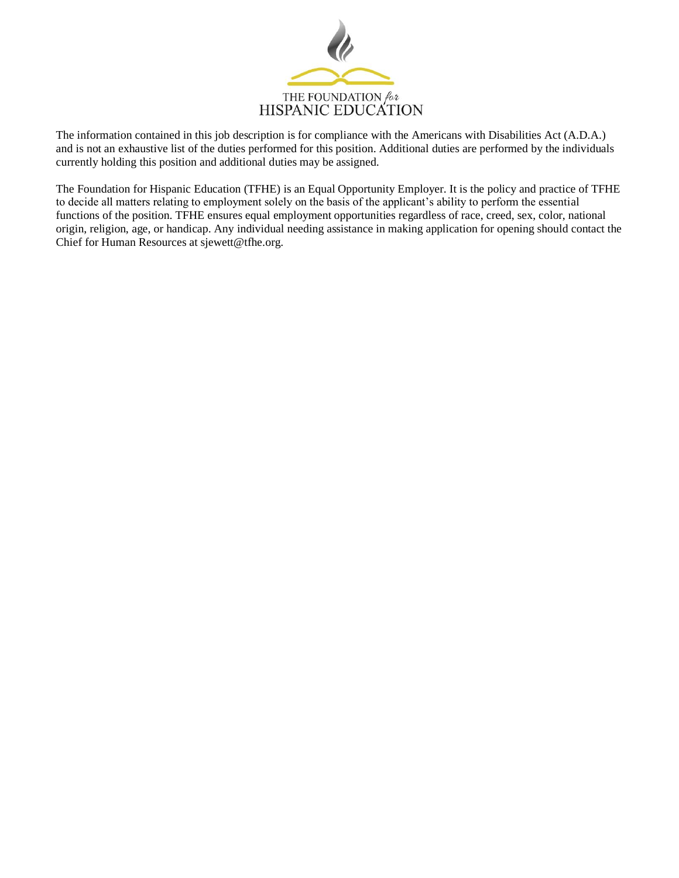THE FOUNDATION *for* HISPANIC EDUCATION

The information contained in this job description is for compliance with the Americans with Disabilities Act (A.D.A.) and is not an exhaustive list of the duties performed for this position. Additional duties are performed by the individuals currently holding this position and additional duties may be assigned.

The Foundation for Hispanic Education (TFHE) is an Equal Opportunity Employer. It is the policy and practice of TFHE to decide all matters relating to employment solely on the basis of the applicant's ability to perform the essential functions of the position. TFHE ensures equal employment opportunities regardless of race, creed, sex, color, national origin, religion, age, or handicap. Any individual needing assistance in making application for opening should contact the Chief for Human Resources at sjewett@tfhe.org.